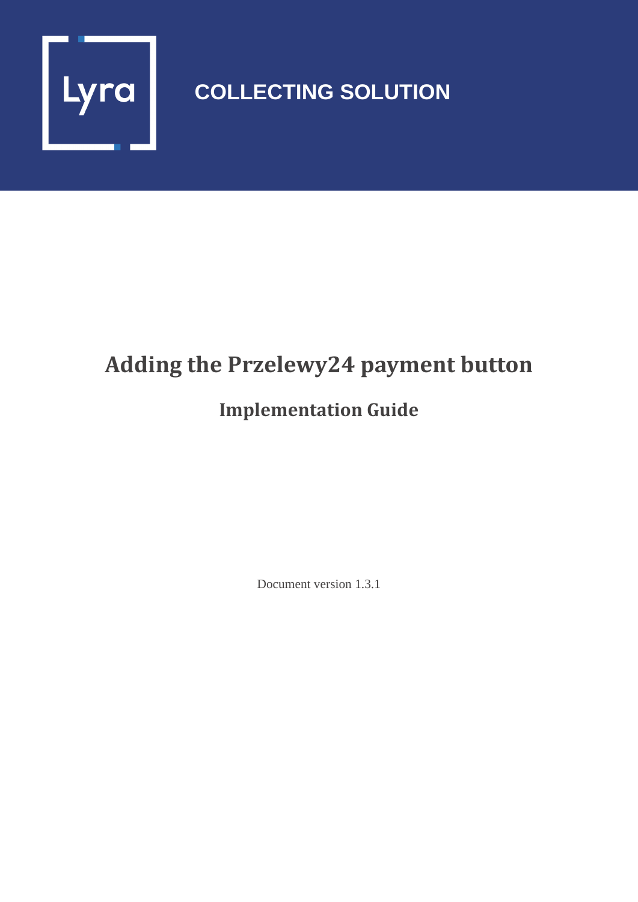Lyra

COLLECTING SOLUTION

# Adding the Przelewy24 payment button

## Implementation Guide

Document version 1.3.1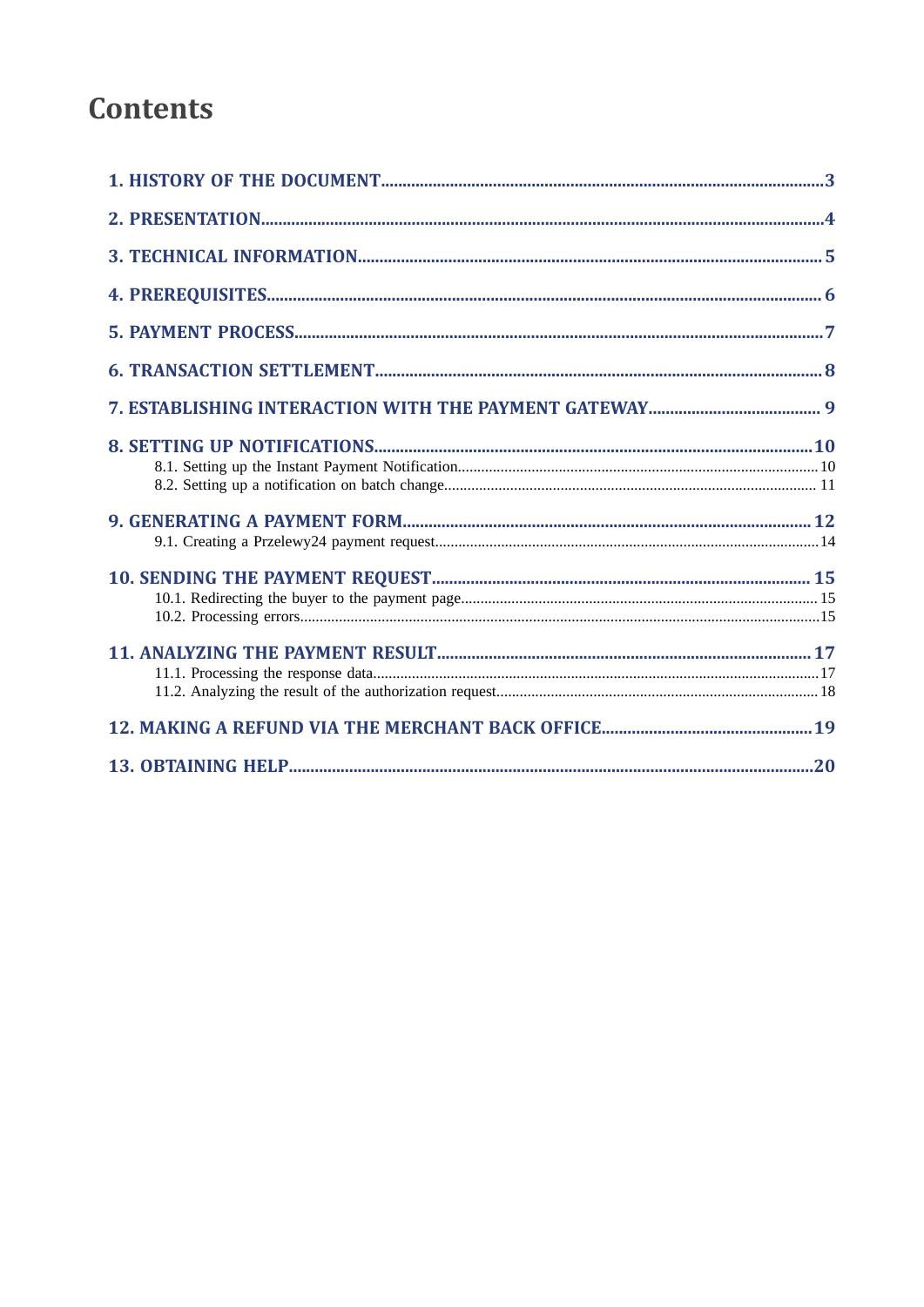# Contents

1. HISTORY OF THE DOCUMENT......3
2. PRESENTATION......4
3. TECHNICAL INFORMATION......5
4. PREREQUISITES......6
5. PAYMENT PROCESS......7
6. TRANSACTION SETTLEMENT......8
7. ESTABLISHING INTERACTION WITH THE PAYMENT GATEWAY......9
8. SETTING UP NOTIFICATIONS......10
   - 8.1. Setting up the Instant Payment Notification......10
   - 8.2. Setting up a notification on batch change......11
9. GENERATING A PAYMENT FORM......12
   - 9.1. Creating a Przelewy24 payment request......14
10. SENDING THE PAYMENT REQUEST......15
    - 10.1. Redirecting the buyer to the payment page......15
    - 10.2. Processing errors......15
11. ANALYZING THE PAYMENT RESULT......17
    - 11.1. Processing the response data......17
    - 11.2. Analyzing the result of the authorization request......18
12. MAKING A REFUND VIA THE MERCHANT BACK OFFICE......19
13. OBTAINING HELP......20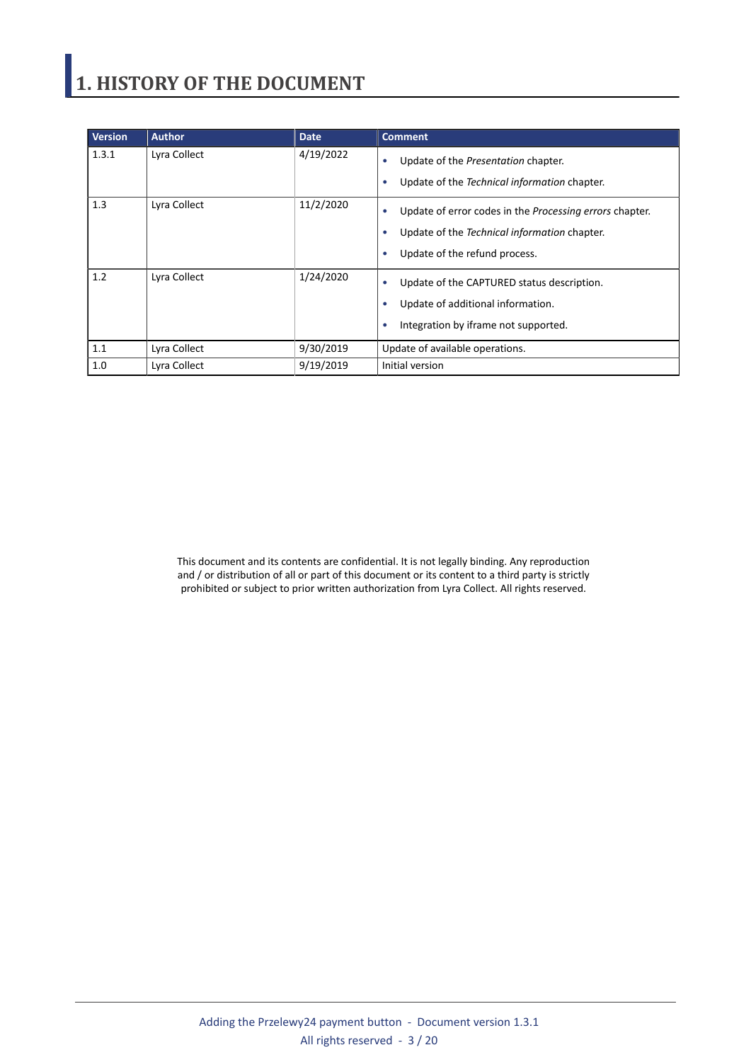# 1. HISTORY OF THE DOCUMENT

| Version | Author | Date | Comment |
|---|---|---|---|
| 1.3.1 | Lyra Collect | 4/19/2022 | • Update of the *Presentation* chapter.<br>• Update of the *Technical information* chapter. |
| 1.3 | Lyra Collect | 11/2/2020 | • Update of error codes in the *Processing errors* chapter.<br>• Update of the *Technical information* chapter.<br>• Update of the refund process. |
| 1.2 | Lyra Collect | 1/24/2020 | • Update of the CAPTURED status description.<br>• Update of additional information.<br>• Integration by iframe not supported. |
| 1.1 | Lyra Collect | 9/30/2019 | Update of available operations. |
| 1.0 | Lyra Collect | 9/19/2019 | Initial version |

This document and its contents are confidential. It is not legally binding. Any reproduction and / or distribution of all or part of this document or its content to a third party is strictly prohibited or subject to prior written authorization from Lyra Collect. All rights reserved.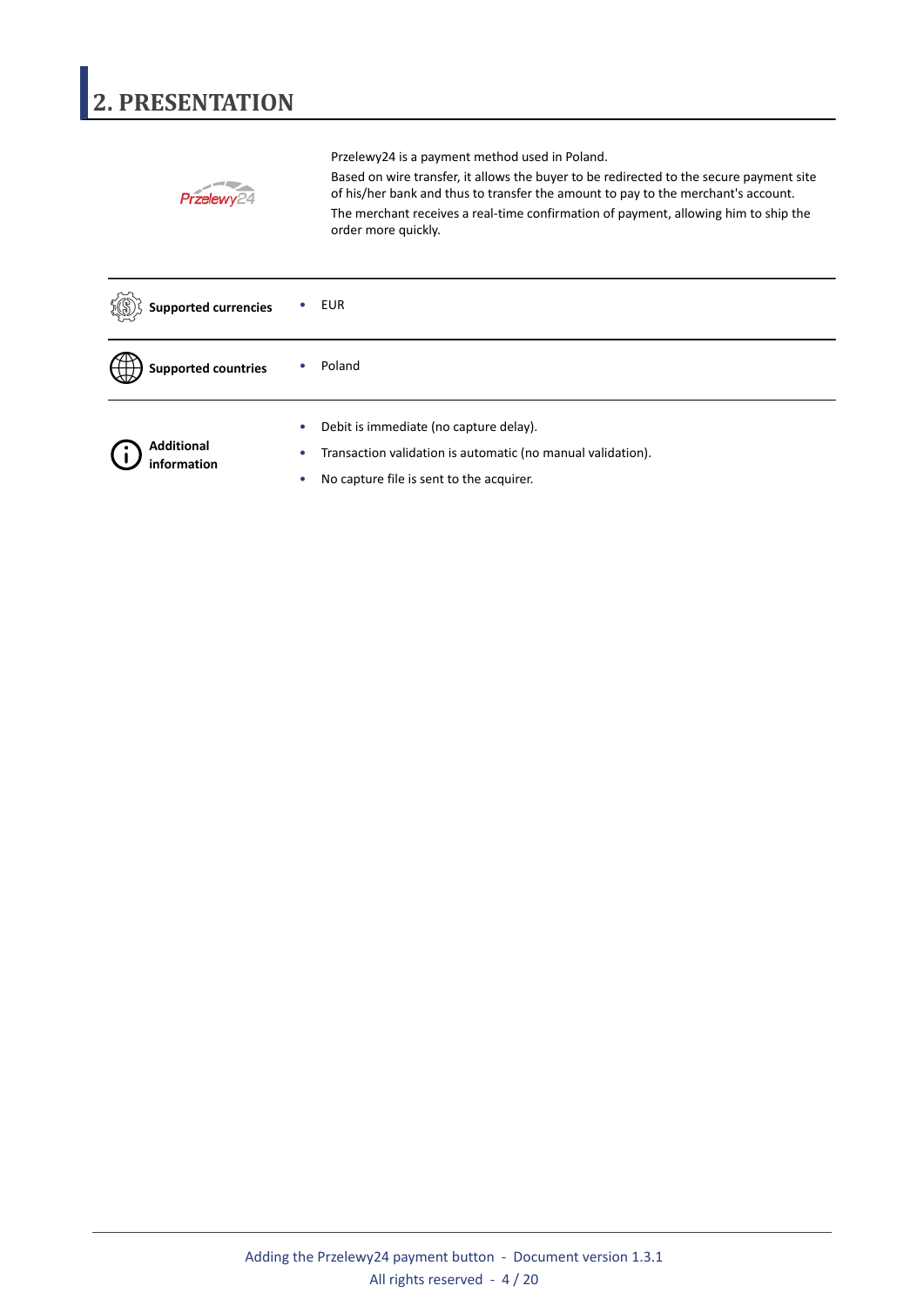## 2. PRESENTATION

Przelewy24 is a payment method used in Poland.

Based on wire transfer, it allows the buyer to be redirected to the secure payment site of his/her bank and thus to transfer the amount to pay to the merchant's account.

The merchant receives a real-time confirmation of payment, allowing him to ship the order more quickly.

| | |
|---|---|
| **Supported currencies** | • EUR |
| **Supported countries** | • Poland |
| **Additional information** | • Debit is immediate (no capture delay).<br>• Transaction validation is automatic (no manual validation).<br>• No capture file is sent to the acquirer. |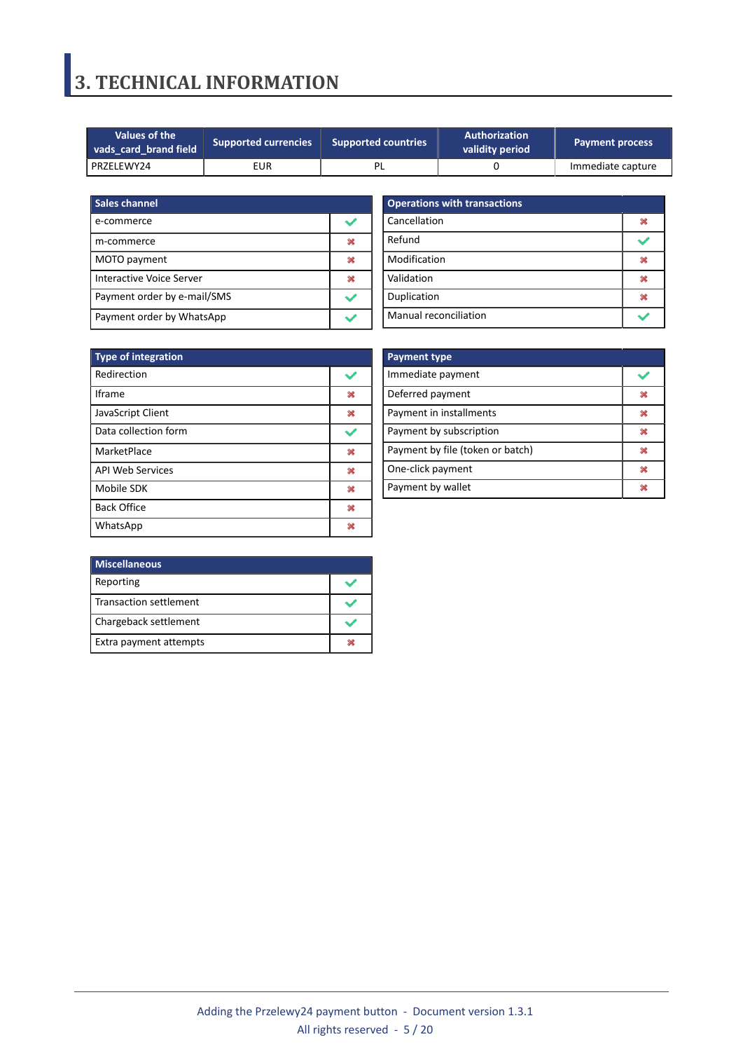# 3. TECHNICAL INFORMATION

| Values of the vads_card_brand field | Supported currencies | Supported countries | Authorization validity period | Payment process |
|---|---|---|---|---|
| PRZELEWY24 | EUR | PL | 0 | Immediate capture |

| Sales channel | |
|---|---|
| e-commerce | ✔ |
| m-commerce | ✖ |
| MOTO payment | ✖ |
| Interactive Voice Server | ✖ |
| Payment order by e-mail/SMS | ✔ |
| Payment order by WhatsApp | ✔ |

| Operations with transactions | |
|---|---|
| Cancellation | ✖ |
| Refund | ✔ |
| Modification | ✖ |
| Validation | ✖ |
| Duplication | ✖ |
| Manual reconciliation | ✔ |

| Type of integration | |
|---|---|
| Redirection | ✔ |
| Iframe | ✖ |
| JavaScript Client | ✖ |
| Data collection form | ✔ |
| MarketPlace | ✖ |
| API Web Services | ✖ |
| Mobile SDK | ✖ |
| Back Office | ✖ |
| WhatsApp | ✖ |

| Payment type | |
|---|---|
| Immediate payment | ✔ |
| Deferred payment | ✖ |
| Payment in installments | ✖ |
| Payment by subscription | ✖ |
| Payment by file (token or batch) | ✖ |
| One-click payment | ✖ |
| Payment by wallet | ✖ |

| Miscellaneous | |
|---|---|
| Reporting | ✔ |
| Transaction settlement | ✔ |
| Chargeback settlement | ✔ |
| Extra payment attempts | ✖ |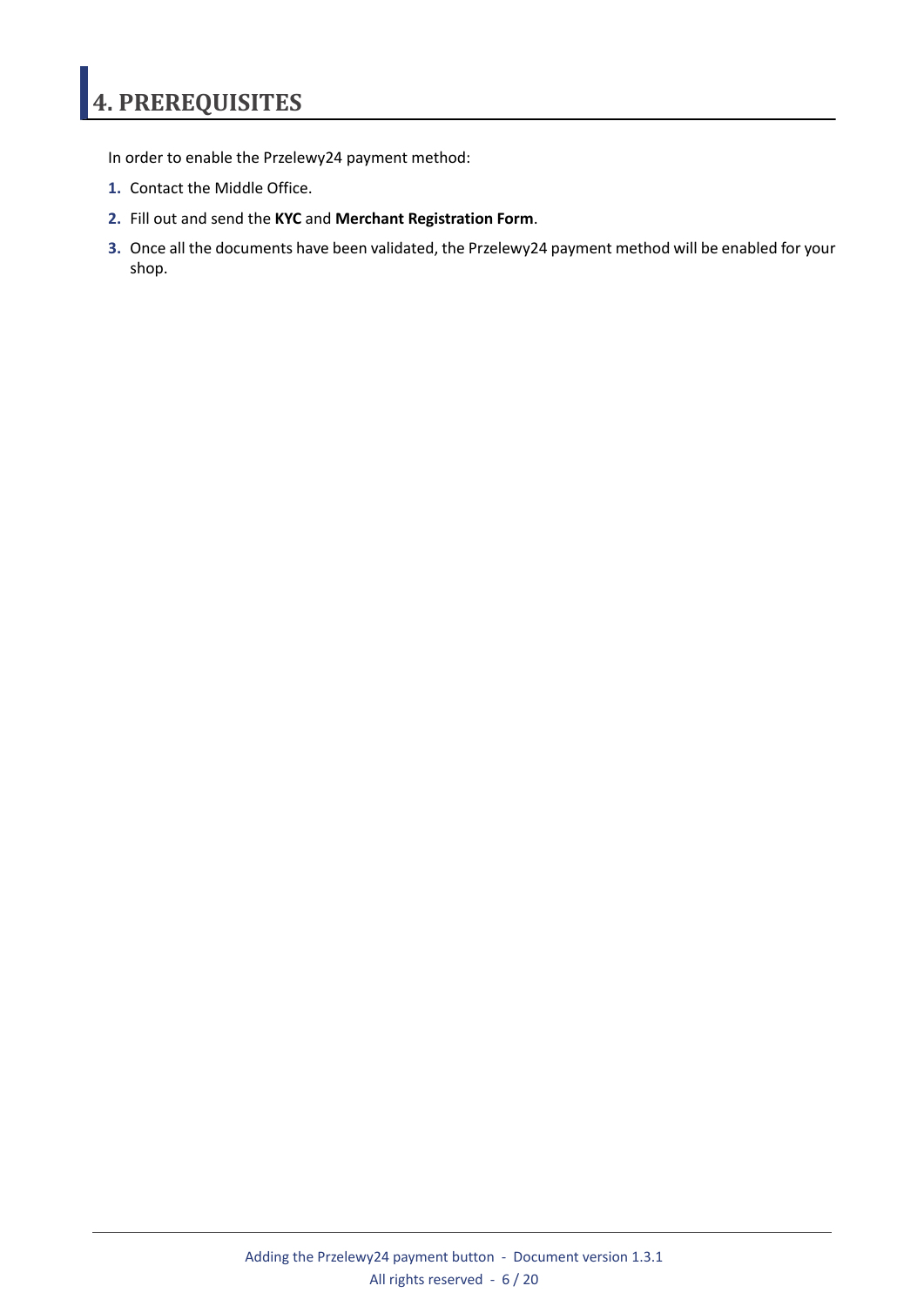# 4. PREREQUISITES

In order to enable the Przelewy24 payment method:

1. Contact the Middle Office.
2. Fill out and send the **KYC** and **Merchant Registration Form**.
3. Once all the documents have been validated, the Przelewy24 payment method will be enabled for your shop.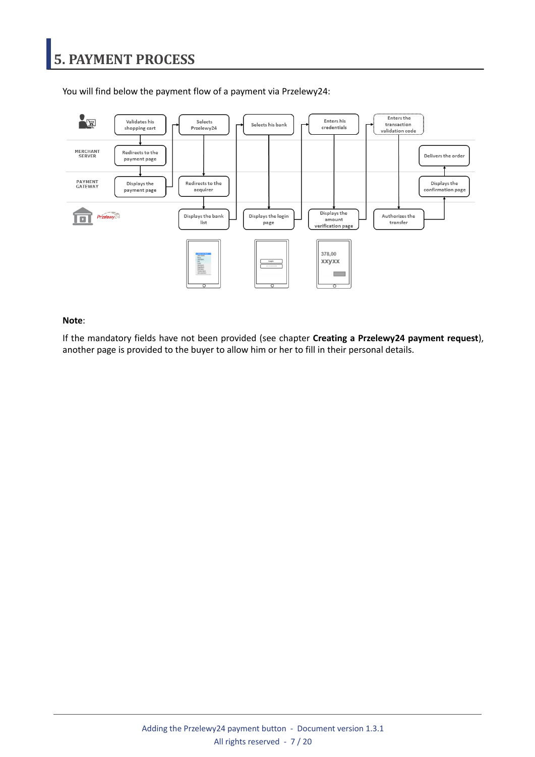# 5. PAYMENT PROCESS

You will find below the payment flow of a payment via Przelewy24:

**Note**:

If the mandatory fields have not been provided (see chapter **Creating a Przelewy24 payment request**), another page is provided to the buyer to allow him or her to fill in their personal details.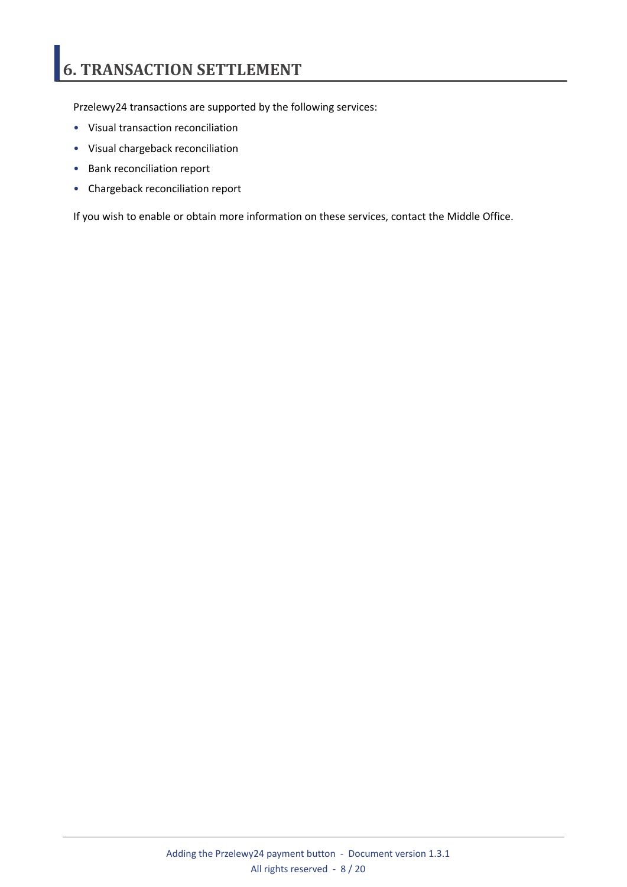# 6. TRANSACTION SETTLEMENT

Przelewy24 transactions are supported by the following services:

- Visual transaction reconciliation
- Visual chargeback reconciliation
- Bank reconciliation report
- Chargeback reconciliation report

If you wish to enable or obtain more information on these services, contact the Middle Office.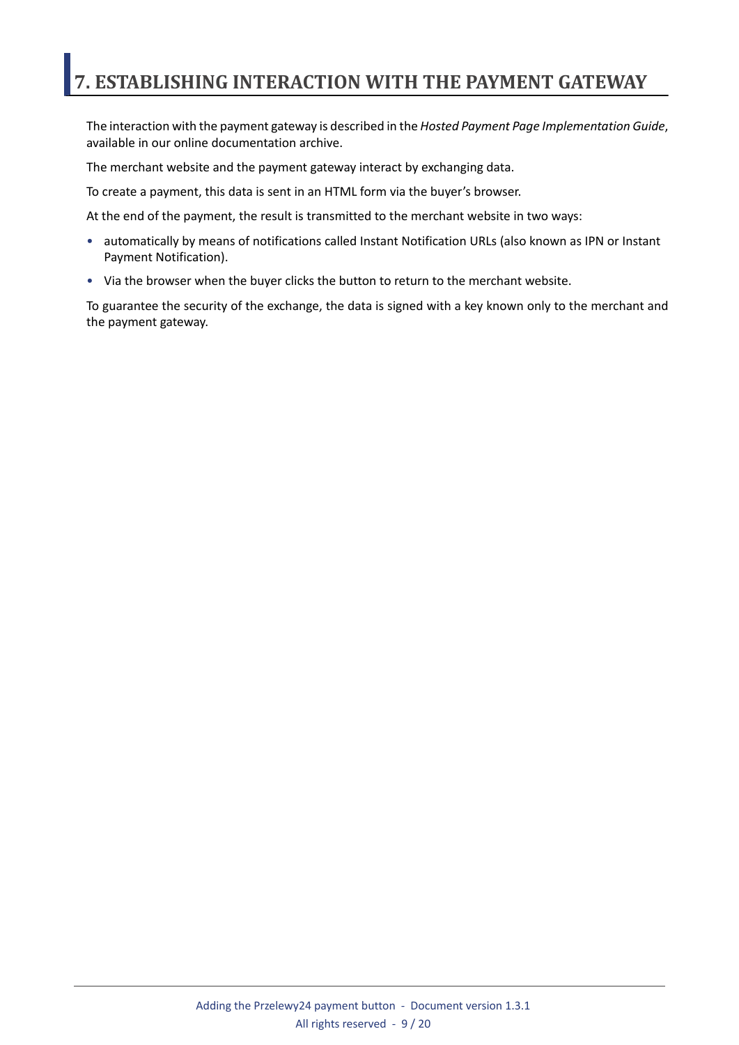# 7. ESTABLISHING INTERACTION WITH THE PAYMENT GATEWAY

The interaction with the payment gateway is described in the *Hosted Payment Page Implementation Guide*, available in our online documentation archive.

The merchant website and the payment gateway interact by exchanging data.

To create a payment, this data is sent in an HTML form via the buyer's browser.

At the end of the payment, the result is transmitted to the merchant website in two ways:

- automatically by means of notifications called Instant Notification URLs (also known as IPN or Instant Payment Notification).
- Via the browser when the buyer clicks the button to return to the merchant website.

To guarantee the security of the exchange, the data is signed with a key known only to the merchant and the payment gateway.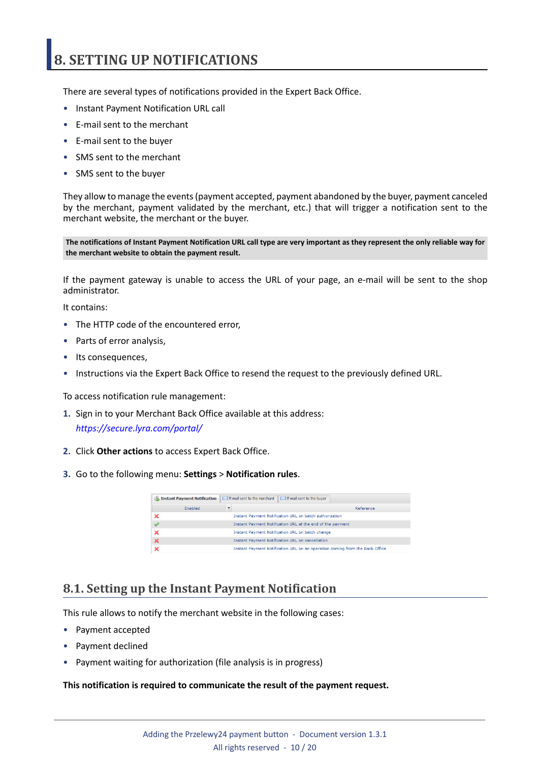# 8. SETTING UP NOTIFICATIONS

There are several types of notifications provided in the Expert Back Office.

- Instant Payment Notification URL call
- E-mail sent to the merchant
- E-mail sent to the buyer
- SMS sent to the merchant
- SMS sent to the buyer

They allow to manage the events (payment accepted, payment abandoned by the buyer, payment canceled by the merchant, payment validated by the merchant, etc.) that will trigger a notification sent to the merchant website, the merchant or the buyer.

**The notifications of Instant Payment Notification URL call type are very important as they represent the only reliable way for the merchant website to obtain the payment result.**

If the payment gateway is unable to access the URL of your page, an e-mail will be sent to the shop administrator.

It contains:

- The HTTP code of the encountered error,
- Parts of error analysis,
- Its consequences,
- Instructions via the Expert Back Office to resend the request to the previously defined URL.

To access notification rule management:

1. Sign in to your Merchant Back Office available at this address: *https://secure.lyra.com/portal/*
2. Click **Other actions** to access Expert Back Office.
3. Go to the following menu: **Settings** > **Notification rules**.

| Enabled | Reference |
| --- | --- |
| ✗ | Instant Payment Notification URL on batch authorization |
| ✓ | Instant Payment Notification URL at the end of the payment |
| ✗ | Instant Payment Notification URL on batch change |
| ✗ | Instant Payment Notification URL on cancellation |
| ✗ | Instant Payment Notification URL on an operation coming from the Back Office |

## 8.1. Setting up the Instant Payment Notification

This rule allows to notify the merchant website in the following cases:

- Payment accepted
- Payment declined
- Payment waiting for authorization (file analysis is in progress)

**This notification is required to communicate the result of the payment request.**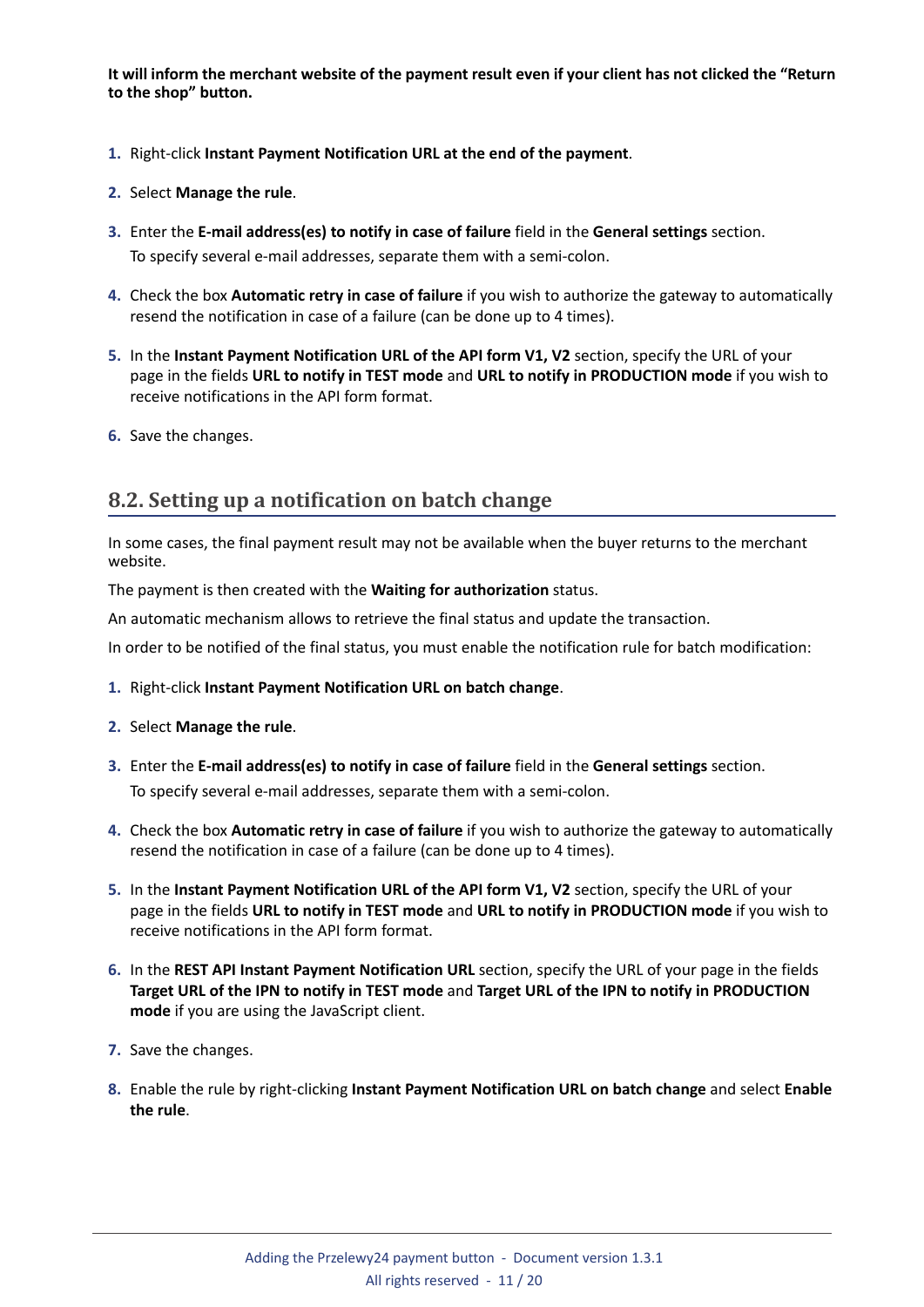**It will inform the merchant website of the payment result even if your client has not clicked the "Return to the shop" button.**

1. Right-click **Instant Payment Notification URL at the end of the payment**.
2. Select **Manage the rule**.
3. Enter the **E-mail address(es) to notify in case of failure** field in the **General settings** section.
   To specify several e-mail addresses, separate them with a semi-colon.
4. Check the box **Automatic retry in case of failure** if you wish to authorize the gateway to automatically resend the notification in case of a failure (can be done up to 4 times).
5. In the **Instant Payment Notification URL of the API form V1, V2** section, specify the URL of your page in the fields **URL to notify in TEST mode** and **URL to notify in PRODUCTION mode** if you wish to receive notifications in the API form format.
6. Save the changes.

## 8.2. Setting up a notification on batch change

In some cases, the final payment result may not be available when the buyer returns to the merchant website.

The payment is then created with the **Waiting for authorization** status.

An automatic mechanism allows to retrieve the final status and update the transaction.

In order to be notified of the final status, you must enable the notification rule for batch modification:

1. Right-click **Instant Payment Notification URL on batch change**.
2. Select **Manage the rule**.
3. Enter the **E-mail address(es) to notify in case of failure** field in the **General settings** section.
   To specify several e-mail addresses, separate them with a semi-colon.
4. Check the box **Automatic retry in case of failure** if you wish to authorize the gateway to automatically resend the notification in case of a failure (can be done up to 4 times).
5. In the **Instant Payment Notification URL of the API form V1, V2** section, specify the URL of your page in the fields **URL to notify in TEST mode** and **URL to notify in PRODUCTION mode** if you wish to receive notifications in the API form format.
6. In the **REST API Instant Payment Notification URL** section, specify the URL of your page in the fields **Target URL of the IPN to notify in TEST mode** and **Target URL of the IPN to notify in PRODUCTION mode** if you are using the JavaScript client.
7. Save the changes.
8. Enable the rule by right-clicking **Instant Payment Notification URL on batch change** and select **Enable the rule**.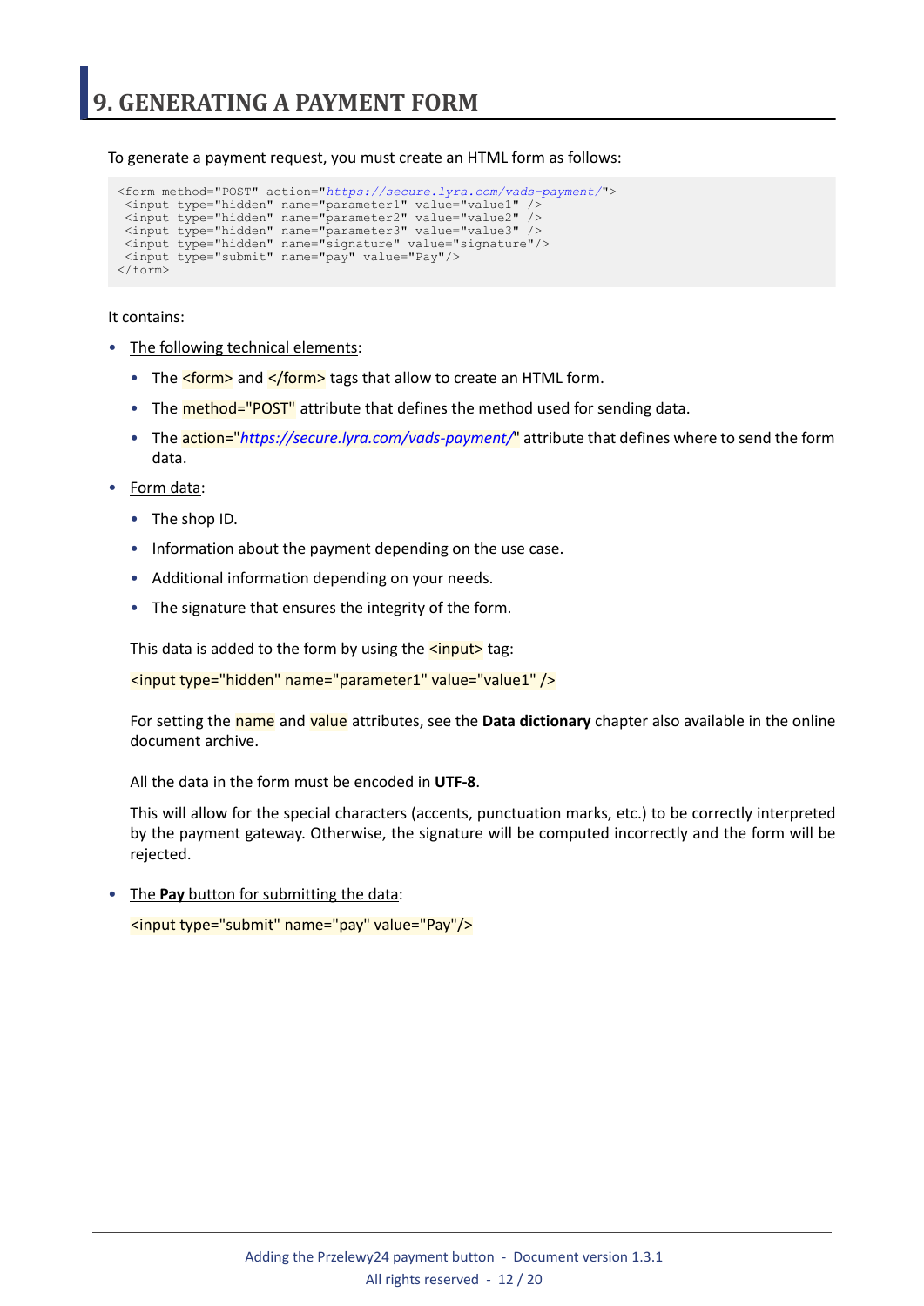# 9. GENERATING A PAYMENT FORM

To generate a payment request, you must create an HTML form as follows:

```
<form method="POST" action="https://secure.lyra.com/vads-payment/">
 <input type="hidden" name="parameter1" value="value1" />
 <input type="hidden" name="parameter2" value="value2" />
 <input type="hidden" name="parameter3" value="value3" />
 <input type="hidden" name="signature" value="signature"/>
 <input type="submit" name="pay" value="Pay"/>
</form>
```

It contains:

- The following technical elements:
  - The `<form>` and `</form>` tags that allow to create an HTML form.
  - The `method="POST"` attribute that defines the method used for sending data.
  - The `action="https://secure.lyra.com/vads-payment/"` attribute that defines where to send the form data.
- Form data:
  - The shop ID.
  - Information about the payment depending on the use case.
  - Additional information depending on your needs.
  - The signature that ensures the integrity of the form.

  This data is added to the form by using the `<input>` tag:

  `<input type="hidden" name="parameter1" value="value1" />`

  For setting the `name` and `value` attributes, see the **Data dictionary** chapter also available in the online document archive.

  All the data in the form must be encoded in **UTF-8**.

  This will allow for the special characters (accents, punctuation marks, etc.) to be correctly interpreted by the payment gateway. Otherwise, the signature will be computed incorrectly and the form will be rejected.

- The **Pay** button for submitting the data:

  `<input type="submit" name="pay" value="Pay"/>`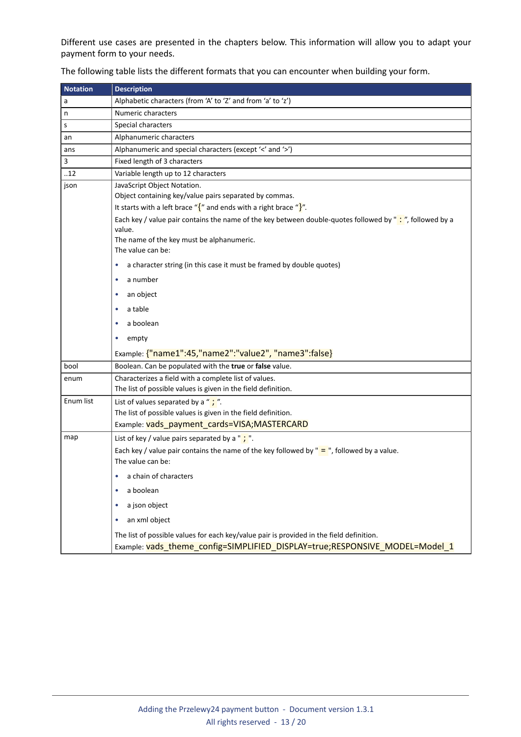Different use cases are presented in the chapters below. This information will allow you to adapt your payment form to your needs.

The following table lists the different formats that you can encounter when building your form.

| Notation | Description |
| --- | --- |
| a | Alphabetic characters (from 'A' to 'Z' and from 'a' to 'z') |
| n | Numeric characters |
| s | Special characters |
| an | Alphanumeric characters |
| ans | Alphanumeric and special characters (except '<' and '>') |
| 3 | Fixed length of 3 characters |
| ..12 | Variable length up to 12 characters |
| json | JavaScript Object Notation.<br>Object containing key/value pairs separated by commas.<br>It starts with a left brace "{" and ends with a right brace "}".<br>Each key / value pair contains the name of the key between double-quotes followed by " : ", followed by a value.<br>The name of the key must be alphanumeric.<br>The value can be:<br>• a character string (in this case it must be framed by double quotes)<br>• a number<br>• an object<br>• a table<br>• a boolean<br>• empty<br>Example: {"name1":45,"name2":"value2", "name3":false} |
| bool | Boolean. Can be populated with the **true** or **false** value. |
| enum | Characterizes a field with a complete list of values.<br>The list of possible values is given in the field definition. |
| Enum list | List of values separated by a " ; ".<br>The list of possible values is given in the field definition.<br>Example: vads_payment_cards=VISA;MASTERCARD |
| map | List of key / value pairs separated by a " ; ".<br>Each key / value pair contains the name of the key followed by " = ", followed by a value.<br>The value can be:<br>• a chain of characters<br>• a boolean<br>• a json object<br>• an xml object<br>The list of possible values for each key/value pair is provided in the field definition.<br>Example: vads_theme_config=SIMPLIFIED_DISPLAY=true;RESPONSIVE_MODEL=Model_1 |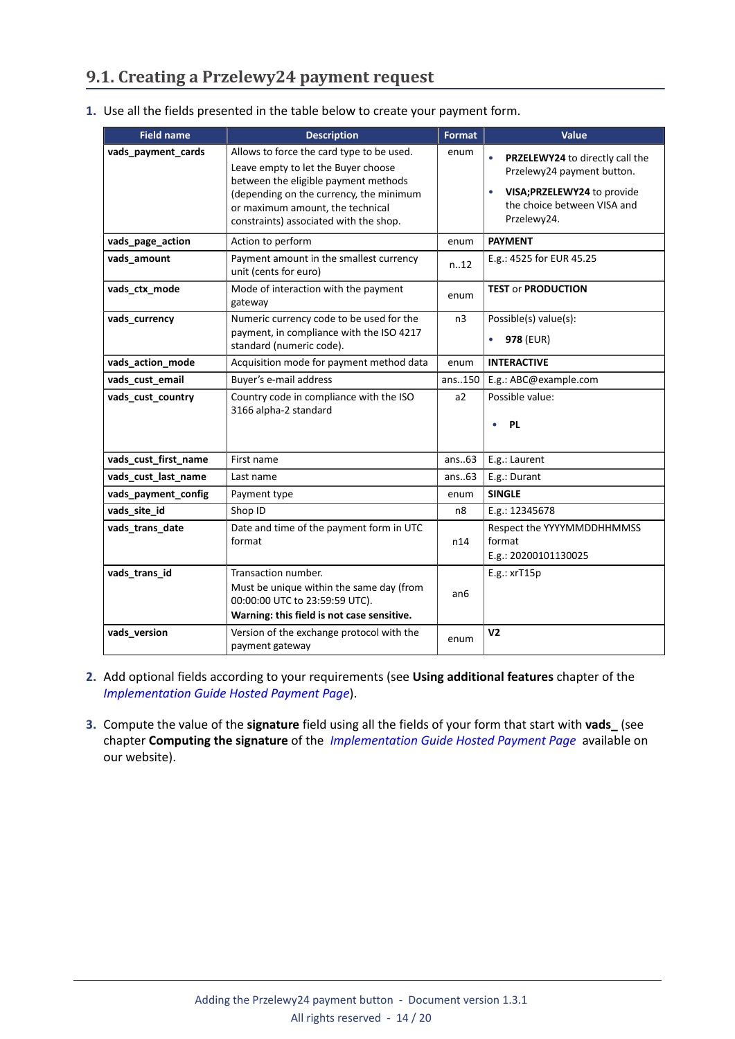## 9.1. Creating a Przelewy24 payment request

1. Use all the fields presented in the table below to create your payment form.

| Field name | Description | Format | Value |
|---|---|---|---|
| **vads_payment_cards** | Allows to force the card type to be used. Leave empty to let the Buyer choose between the eligible payment methods (depending on the currency, the minimum or maximum amount, the technical constraints) associated with the shop. | enum | • **PRZELEWY24** to directly call the Przelewy24 payment button. • **VISA;PRZELEWY24** to provide the choice between VISA and Przelewy24. |
| **vads_page_action** | Action to perform | enum | **PAYMENT** |
| **vads_amount** | Payment amount in the smallest currency unit (cents for euro) | n..12 | E.g.: 4525 for EUR 45.25 |
| **vads_ctx_mode** | Mode of interaction with the payment gateway | enum | **TEST** or **PRODUCTION** |
| **vads_currency** | Numeric currency code to be used for the payment, in compliance with the ISO 4217 standard (numeric code). | n3 | Possible(s) value(s): • **978** (EUR) |
| **vads_action_mode** | Acquisition mode for payment method data | enum | **INTERACTIVE** |
| **vads_cust_email** | Buyer's e-mail address | ans..150 | E.g.: ABC@example.com |
| **vads_cust_country** | Country code in compliance with the ISO 3166 alpha-2 standard | a2 | Possible value: • **PL** |
| **vads_cust_first_name** | First name | ans..63 | E.g.: Laurent |
| **vads_cust_last_name** | Last name | ans..63 | E.g.: Durant |
| **vads_payment_config** | Payment type | enum | **SINGLE** |
| **vads_site_id** | Shop ID | n8 | E.g.: 12345678 |
| **vads_trans_date** | Date and time of the payment form in UTC format | n14 | Respect the YYYYMMDDHHMMSS format E.g.: 20200101130025 |
| **vads_trans_id** | Transaction number. Must be unique within the same day (from 00:00:00 UTC to 23:59:59 UTC). **Warning: this field is not case sensitive.** | an6 | E.g.: xrT15p |
| **vads_version** | Version of the exchange protocol with the payment gateway | enum | **V2** |

2. Add optional fields according to your requirements (see **Using additional features** chapter of the *Implementation Guide Hosted Payment Page*).

3. Compute the value of the **signature** field using all the fields of your form that start with **vads_** (see chapter **Computing the signature** of the *Implementation Guide Hosted Payment Page* available on our website).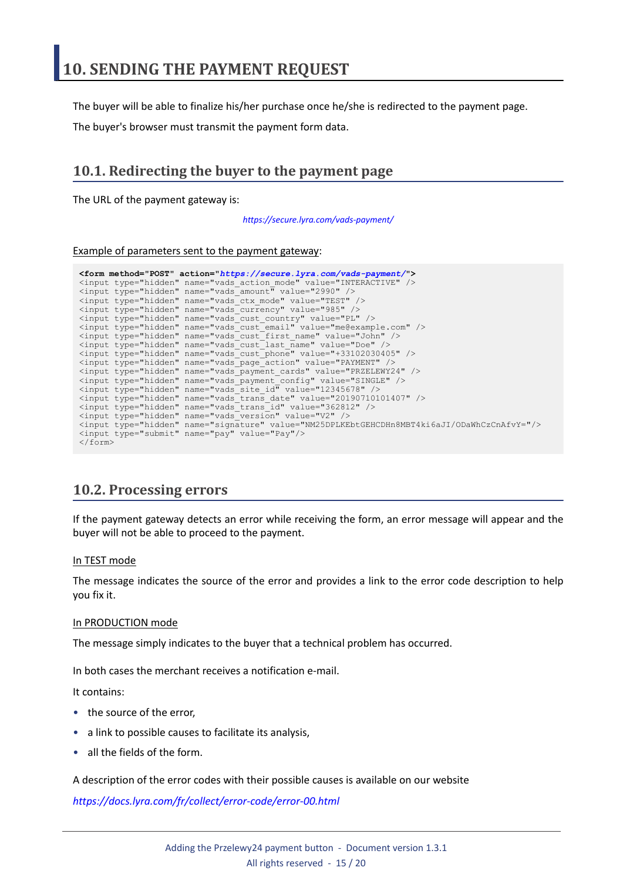# 10. SENDING THE PAYMENT REQUEST

The buyer will be able to finalize his/her purchase once he/she is redirected to the payment page.

The buyer's browser must transmit the payment form data.

## 10.1. Redirecting the buyer to the payment page

The URL of the payment gateway is:

*https://secure.lyra.com/vads-payment/*

Example of parameters sent to the payment gateway:

```
<form method="POST" action="https://secure.lyra.com/vads-payment/">
<input type="hidden" name="vads_action_mode" value="INTERACTIVE" />
<input type="hidden" name="vads_amount" value="2990" />
<input type="hidden" name="vads_ctx_mode" value="TEST" />
<input type="hidden" name="vads_currency" value="985" />
<input type="hidden" name="vads_cust_country" value="PL" />
<input type="hidden" name="vads_cust_email" value="me@example.com" />
<input type="hidden" name="vads_cust_first_name" value="John" />
<input type="hidden" name="vads_cust_last_name" value="Doe" />
<input type="hidden" name="vads_cust_phone" value="+33102030405" />
<input type="hidden" name="vads_page_action" value="PAYMENT" />
<input type="hidden" name="vads_payment_cards" value="PRZELEWY24" />
<input type="hidden" name="vads_payment_config" value="SINGLE" />
<input type="hidden" name="vads_site_id" value="12345678" />
<input type="hidden" name="vads_trans_date" value="20190710101407" />
<input type="hidden" name="vads_trans_id" value="362812" />
<input type="hidden" name="vads_version" value="V2" />
<input type="hidden" name="signature" value="NM25DPLKEbtGEHCDHn8MBT4ki6aJI/ODaWhCzCnAfvY="/>
<input type="submit" name="pay" value="Pay"/>
</form>
```

## 10.2. Processing errors

If the payment gateway detects an error while receiving the form, an error message will appear and the buyer will not be able to proceed to the payment.

In TEST mode

The message indicates the source of the error and provides a link to the error code description to help you fix it.

In PRODUCTION mode

The message simply indicates to the buyer that a technical problem has occurred.

In both cases the merchant receives a notification e-mail.

It contains:

- the source of the error,
- a link to possible causes to facilitate its analysis,
- all the fields of the form.

A description of the error codes with their possible causes is available on our website

*https://docs.lyra.com/fr/collect/error-code/error-00.html*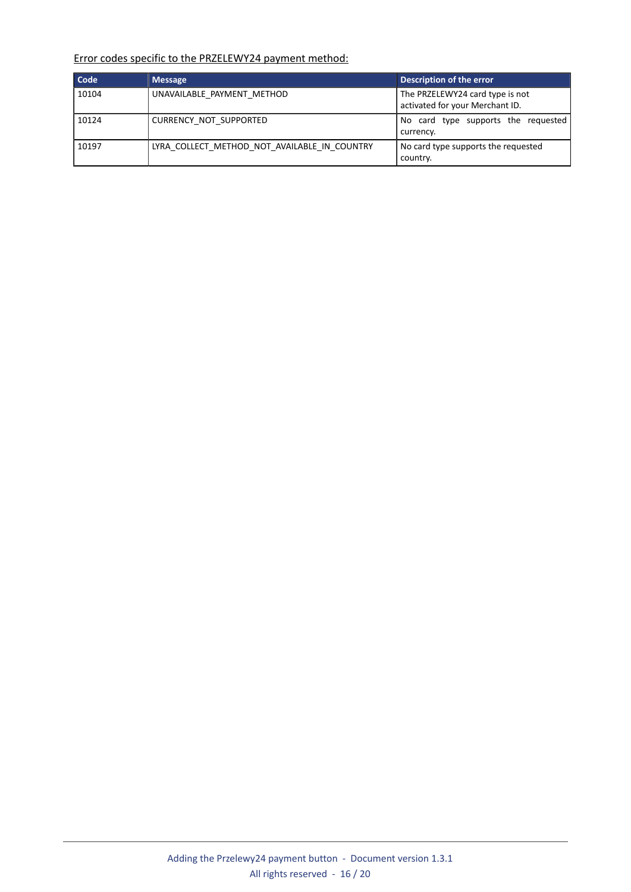<u>Error codes specific to the PRZELEWY24 payment method:</u>

| Code | Message | Description of the error |
|---|---|---|
| 10104 | UNAVAILABLE_PAYMENT_METHOD | The PRZELEWY24 card type is not activated for your Merchant ID. |
| 10124 | CURRENCY_NOT_SUPPORTED | No card type supports the requested currency. |
| 10197 | LYRA_COLLECT_METHOD_NOT_AVAILABLE_IN_COUNTRY | No card type supports the requested country. |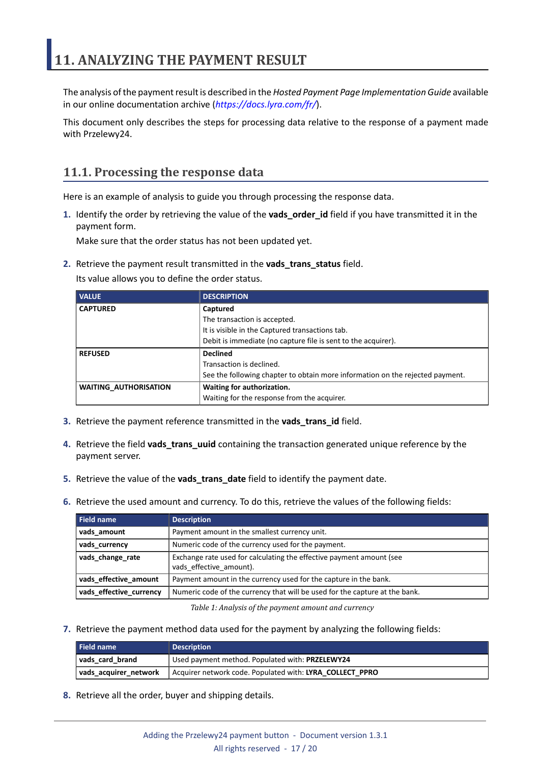# 11. ANALYZING THE PAYMENT RESULT

The analysis of the payment result is described in the *Hosted Payment Page Implementation Guide* available in our online documentation archive (*https://docs.lyra.com/fr/*).

This document only describes the steps for processing data relative to the response of a payment made with Przelewy24.

## 11.1. Processing the response data

Here is an example of analysis to guide you through processing the response data.

1. Identify the order by retrieving the value of the **vads_order_id** field if you have transmitted it in the payment form.

   Make sure that the order status has not been updated yet.

2. Retrieve the payment result transmitted in the **vads_trans_status** field.

   Its value allows you to define the order status.

| VALUE | DESCRIPTION |
|---|---|
| **CAPTURED** | **Captured**<br>The transaction is accepted.<br>It is visible in the Captured transactions tab.<br>Debit is immediate (no capture file is sent to the acquirer). |
| **REFUSED** | **Declined**<br>Transaction is declined.<br>See the following chapter to obtain more information on the rejected payment. |
| **WAITING_AUTHORISATION** | **Waiting for authorization.**<br>Waiting for the response from the acquirer. |

3. Retrieve the payment reference transmitted in the **vads_trans_id** field.

4. Retrieve the field **vads_trans_uuid** containing the transaction generated unique reference by the payment server.

5. Retrieve the value of the **vads_trans_date** field to identify the payment date.

6. Retrieve the used amount and currency. To do this, retrieve the values of the following fields:

| Field name | Description |
|---|---|
| **vads_amount** | Payment amount in the smallest currency unit. |
| **vads_currency** | Numeric code of the currency used for the payment. |
| **vads_change_rate** | Exchange rate used for calculating the effective payment amount (see vads_effective_amount). |
| **vads_effective_amount** | Payment amount in the currency used for the capture in the bank. |
| **vads_effective_currency** | Numeric code of the currency that will be used for the capture at the bank. |

*Table 1: Analysis of the payment amount and currency*

7. Retrieve the payment method data used for the payment by analyzing the following fields:

| Field name | Description |
|---|---|
| **vads_card_brand** | Used payment method. Populated with: **PRZELEWY24** |
| **vads_acquirer_network** | Acquirer network code. Populated with: **LYRA_COLLECT_PPRO** |

8. Retrieve all the order, buyer and shipping details.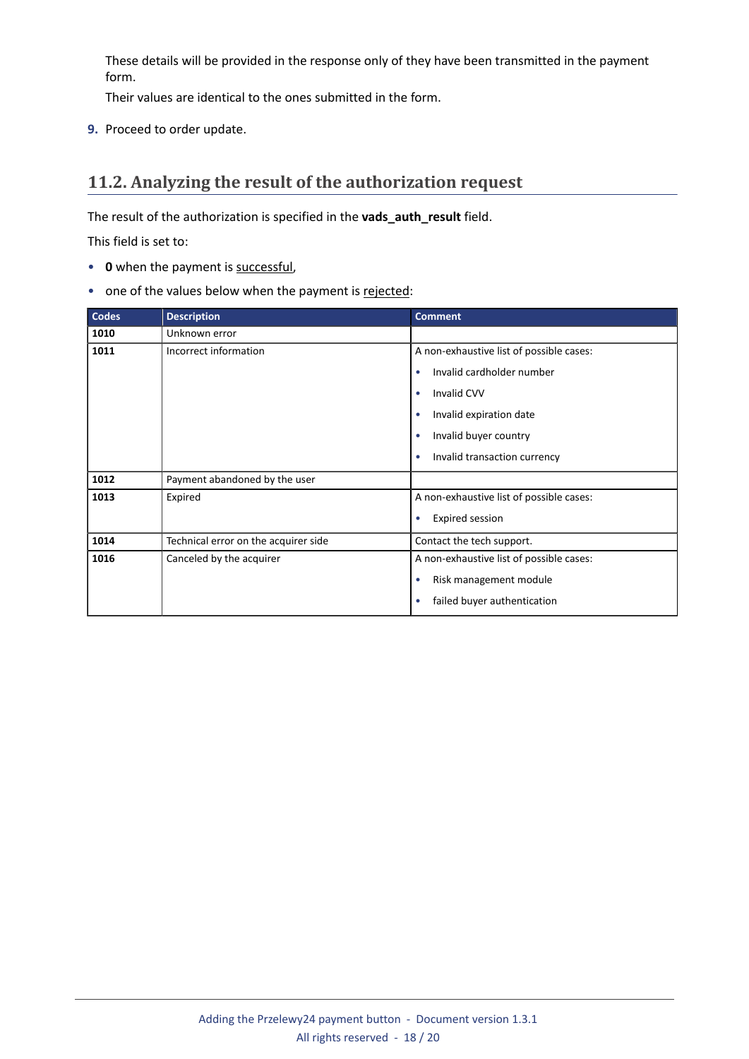These details will be provided in the response only of they have been transmitted in the payment form.

Their values are identical to the ones submitted in the form.

9. Proceed to order update.

## 11.2. Analyzing the result of the authorization request

The result of the authorization is specified in the **vads_auth_result** field.

This field is set to:

- **0** when the payment is <u>successful</u>,
- one of the values below when the payment is <u>rejected</u>:

| Codes | Description | Comment |
|---|---|---|
| **1010** | Unknown error | |
| **1011** | Incorrect information | A non-exhaustive list of possible cases:<br>• Invalid cardholder number<br>• Invalid CVV<br>• Invalid expiration date<br>• Invalid buyer country<br>• Invalid transaction currency |
| **1012** | Payment abandoned by the user | |
| **1013** | Expired | A non-exhaustive list of possible cases:<br>• Expired session |
| **1014** | Technical error on the acquirer side | Contact the tech support. |
| **1016** | Canceled by the acquirer | A non-exhaustive list of possible cases:<br>• Risk management module<br>• failed buyer authentication |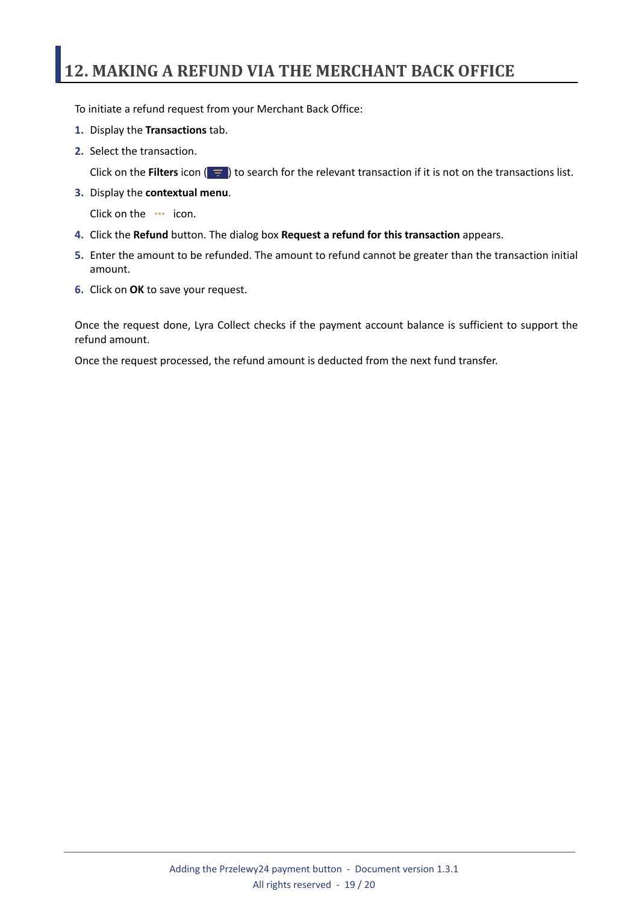# 12. MAKING A REFUND VIA THE MERCHANT BACK OFFICE

To initiate a refund request from your Merchant Back Office:

1. Display the **Transactions** tab.
2. Select the transaction.

   Click on the **Filters** icon ( ) to search for the relevant transaction if it is not on the transactions list.
3. Display the **contextual menu**.

   Click on the ••• icon.
4. Click the **Refund** button. The dialog box **Request a refund for this transaction** appears.
5. Enter the amount to be refunded. The amount to refund cannot be greater than the transaction initial amount.
6. Click on **OK** to save your request.

Once the request done, Lyra Collect checks if the payment account balance is sufficient to support the refund amount.

Once the request processed, the refund amount is deducted from the next fund transfer.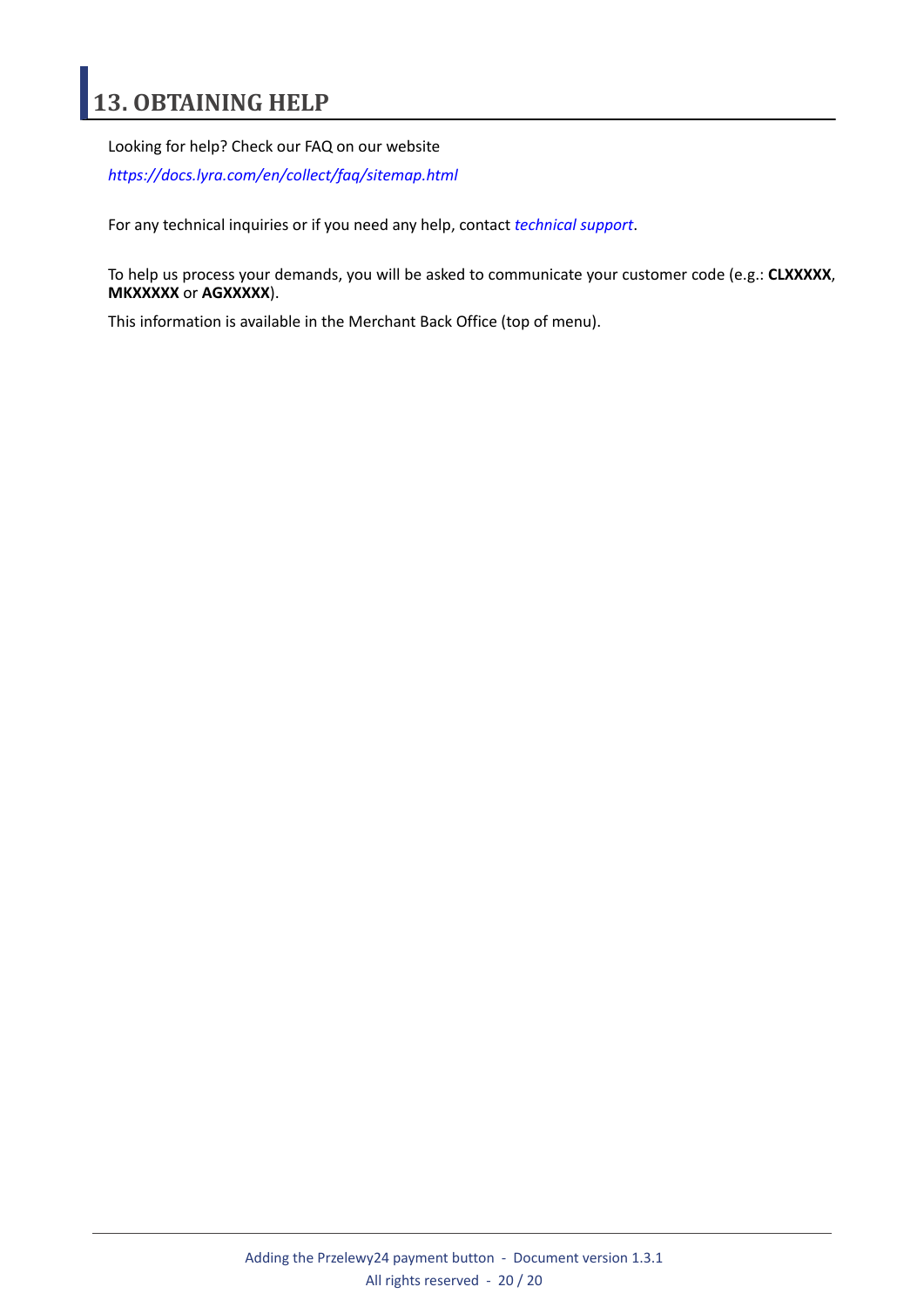# 13. OBTAINING HELP

Looking for help? Check our FAQ on our website

*https://docs.lyra.com/en/collect/faq/sitemap.html*

For any technical inquiries or if you need any help, contact *technical support*.

To help us process your demands, you will be asked to communicate your customer code (e.g.: **CLXXXXX**, **MKXXXXX** or **AGXXXXX**).

This information is available in the Merchant Back Office (top of menu).